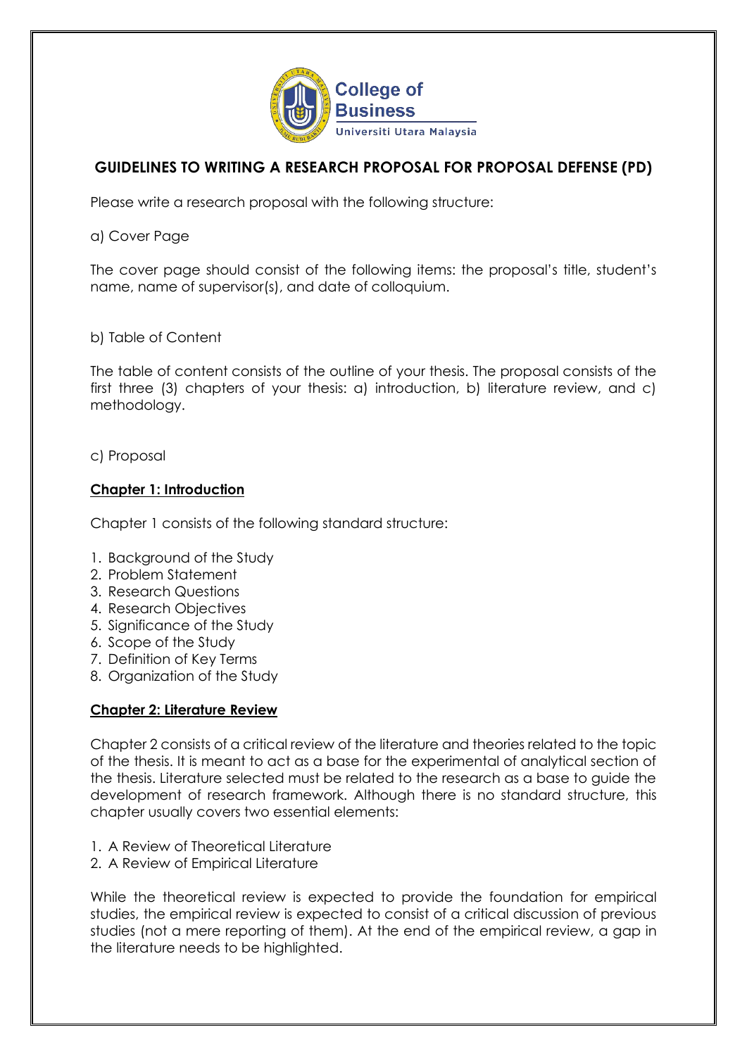College of Business
Universiti Utara Malaysia

# GUIDELINES TO WRITING A RESEARCH PROPOSAL FOR PROPOSAL DEFENSE (PD)

Please write a research proposal with the following structure:

a) Cover Page

The cover page should consist of the following items: the proposal's title, student's name, name of supervisor(s), and date of colloquium.

b) Table of Content

The table of content consists of the outline of your thesis. The proposal consists of the first three (3) chapters of your thesis: a) introduction, b) literature review, and c) methodology.

c) Proposal

**Chapter 1: Introduction**

Chapter 1 consists of the following standard structure:

1. Background of the Study
2. Problem Statement
3. Research Questions
4. Research Objectives
5. Significance of the Study
6. Scope of the Study
7. Definition of Key Terms
8. Organization of the Study

**Chapter 2: Literature Review**

Chapter 2 consists of a critical review of the literature and theories related to the topic of the thesis. It is meant to act as a base for the experimental of analytical section of the thesis. Literature selected must be related to the research as a base to guide the development of research framework. Although there is no standard structure, this chapter usually covers two essential elements:

1. A Review of Theoretical Literature
2. A Review of Empirical Literature

While the theoretical review is expected to provide the foundation for empirical studies, the empirical review is expected to consist of a critical discussion of previous studies (not a mere reporting of them). At the end of the empirical review, a gap in the literature needs to be highlighted.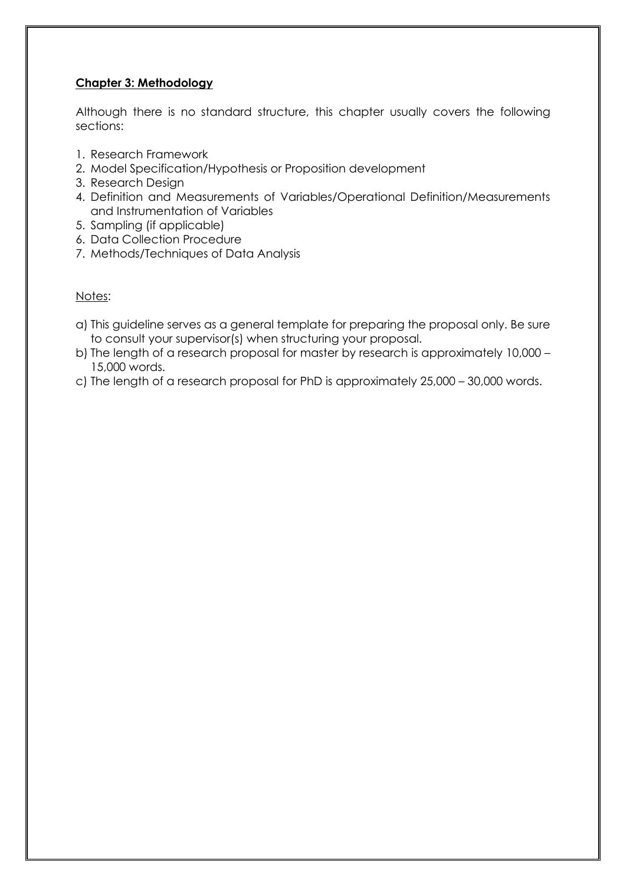**Chapter 3: Methodology**

Although there is no standard structure, this chapter usually covers the following sections:

1. Research Framework
2. Model Specification/Hypothesis or Proposition development
3. Research Design
4. Definition and Measurements of Variables/Operational Definition/Measurements and Instrumentation of Variables
5. Sampling (if applicable)
6. Data Collection Procedure
7. Methods/Techniques of Data Analysis

Notes:

a) This guideline serves as a general template for preparing the proposal only. Be sure to consult your supervisor(s) when structuring your proposal.
b) The length of a research proposal for master by research is approximately 10,000 – 15,000 words.
c) The length of a research proposal for PhD is approximately 25,000 – 30,000 words.